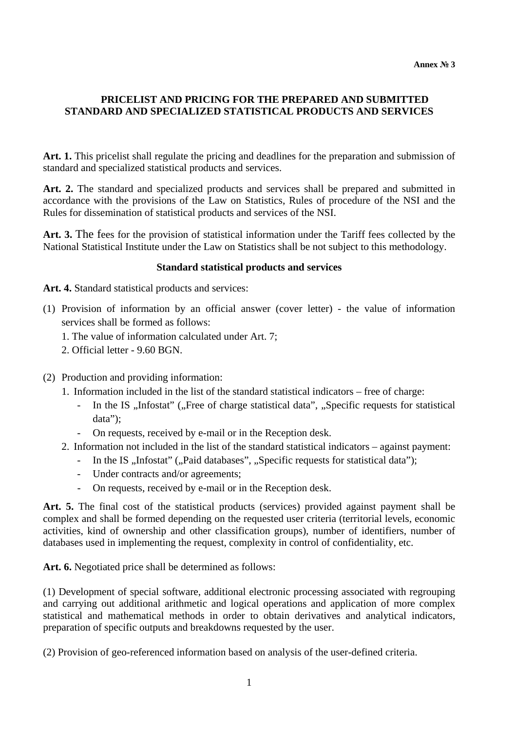**Annex № 3**

**PRICELIST AND PRICING FOR THE PREPARED AND SUBMITTED STANDARD AND SPECIALIZED STATISTICAL PRODUCTS AND SERVICES**

**Art. 1.** This pricelist shall regulate the pricing and deadlines for the preparation and submission of standard and specialized statistical products and services.

**Art. 2.** The standard and specialized products and services shall be prepared and submitted in accordance with the provisions of the Law on Statistics, Rules of procedure of the NSI and the Rules for dissemination of statistical products and services of the NSI.

**Art. 3.** The fees for the provision of statistical information under the Tariff fees collected by the National Statistical Institute under the Law on Statistics shall be not subject to this methodology.

**Standard statistical products and services**

**Art. 4.** Standard statistical products and services:

(1) Provision of information by an official answer (cover letter) - the value of information services shall be formed as follows:

1. The value of information calculated under Art. 7;
2. Official letter - 9.60 BGN.

(2) Production and providing information:

1. Information included in the list of the standard statistical indicators – free of charge:
   - In the IS „Infostat" („Free of charge statistical data", „Specific requests for statistical data");
   - On requests, received by e-mail or in the Reception desk.
2. Information not included in the list of the standard statistical indicators – against payment:
   - In the IS „Infostat" („Paid databases", „Specific requests for statistical data");
   - Under contracts and/or agreements;
   - On requests, received by e-mail or in the Reception desk.

**Art. 5.** The final cost of the statistical products (services) provided against payment shall be complex and shall be formed depending on the requested user criteria (territorial levels, economic activities, kind of ownership and other classification groups), number of identifiers, number of databases used in implementing the request, complexity in control of confidentiality, etc.

**Art. 6.** Negotiated price shall be determined as follows:

(1) Development of special software, additional electronic processing associated with regrouping and carrying out additional arithmetic and logical operations and application of more complex statistical and mathematical methods in order to obtain derivatives and analytical indicators, preparation of specific outputs and breakdowns requested by the user.

(2) Provision of geo-referenced information based on analysis of the user-defined criteria.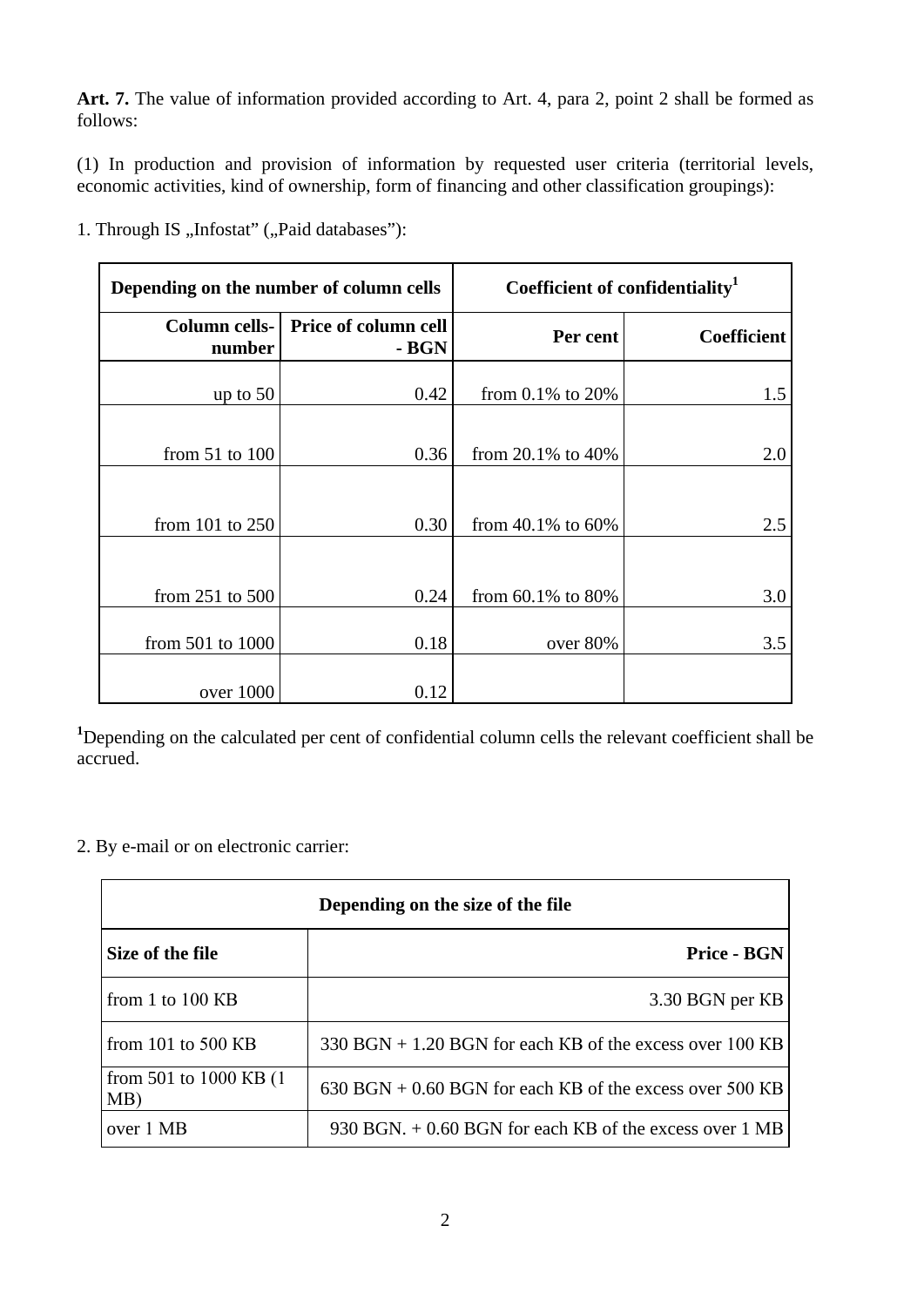**Art. 7.** The value of information provided according to Art. 4, para 2, point 2 shall be formed as follows:

(1) In production and provision of information by requested user criteria (territorial levels, economic activities, kind of ownership, form of financing and other classification groupings):

1. Through IS „Infostat" („Paid databases"):

| Depending on the number of column cells | | Coefficient of confidentiality[1] | |
|---|---|---|---|
| **Column cells-number** | **Price of column cell - BGN** | **Per cent** | **Coefficient** |
| up to 50 | 0.42 | from 0.1% to 20% | 1.5 |
| from 51 to 100 | 0.36 | from 20.1% to 40% | 2.0 |
| from 101 to 250 | 0.30 | from 40.1% to 60% | 2.5 |
| from 251 to 500 | 0.24 | from 60.1% to 80% | 3.0 |
| from 501 to 1000 | 0.18 | over 80% | 3.5 |
| over 1000 | 0.12 | | |

[1]Depending on the calculated per cent of confidential column cells the relevant coefficient shall be accrued.

2. By e-mail or on electronic carrier:

| Depending on the size of the file | |
|---|---|
| **Size of the file** | **Price - BGN** |
| from 1 to 100 KB | 3.30 BGN per KB |
| from 101 to 500 KB | 330 BGN + 1.20 BGN for each KB of the excess over 100 KB |
| from 501 to 1000 KB (1 MB) | 630 BGN + 0.60 BGN for each KB of the excess over 500 KB |
| over 1 MB | 930 BGN. + 0.60 BGN for each KB of the excess over 1 MB |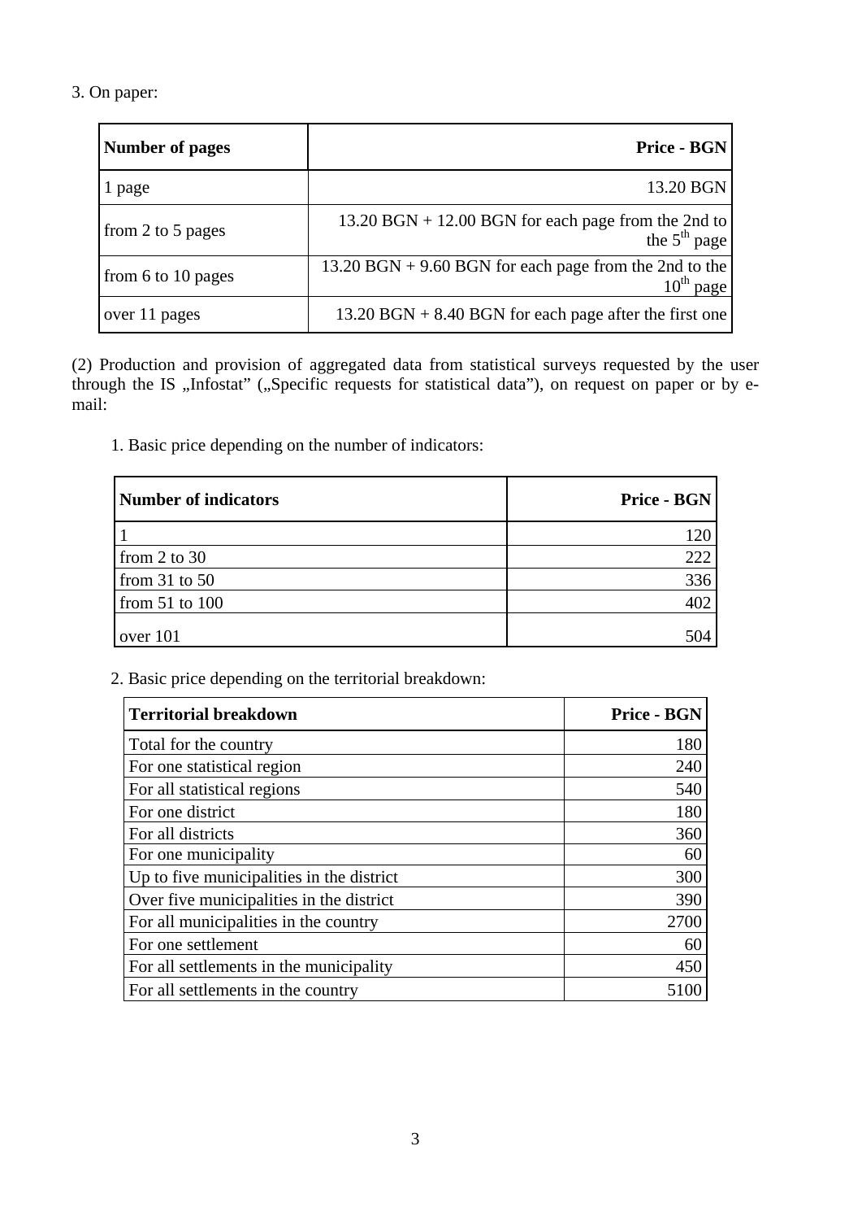3. On paper:

| **Number of pages** | **Price - BGN** |
|---|---|
| 1 page | 13.20 BGN |
| from 2 to 5 pages | 13.20 BGN + 12.00 BGN for each page from the 2nd to the 5th page |
| from 6 to 10 pages | 13.20 BGN + 9.60 BGN for each page from the 2nd to the 10th page |
| over 11 pages | 13.20 BGN + 8.40 BGN for each page after the first one |

(2) Production and provision of aggregated data from statistical surveys requested by the user through the IS „Infostat" („Specific requests for statistical data"), on request on paper or by e-mail:

1. Basic price depending on the number of indicators:

| **Number of indicators** | **Price - BGN** |
|---|---|
| 1 | 120 |
| from 2 to 30 | 222 |
| from 31 to 50 | 336 |
| from 51 to 100 | 402 |
| over 101 | 504 |

2. Basic price depending on the territorial breakdown:

| **Territorial breakdown** | **Price - BGN** |
|---|---|
| Total for the country | 180 |
| For one statistical region | 240 |
| For all statistical regions | 540 |
| For one district | 180 |
| For all districts | 360 |
| For one municipality | 60 |
| Up to five municipalities in the district | 300 |
| Over five municipalities in the district | 390 |
| For all municipalities in the country | 2700 |
| For one settlement | 60 |
| For all settlements in the municipality | 450 |
| For all settlements in the country | 5100 |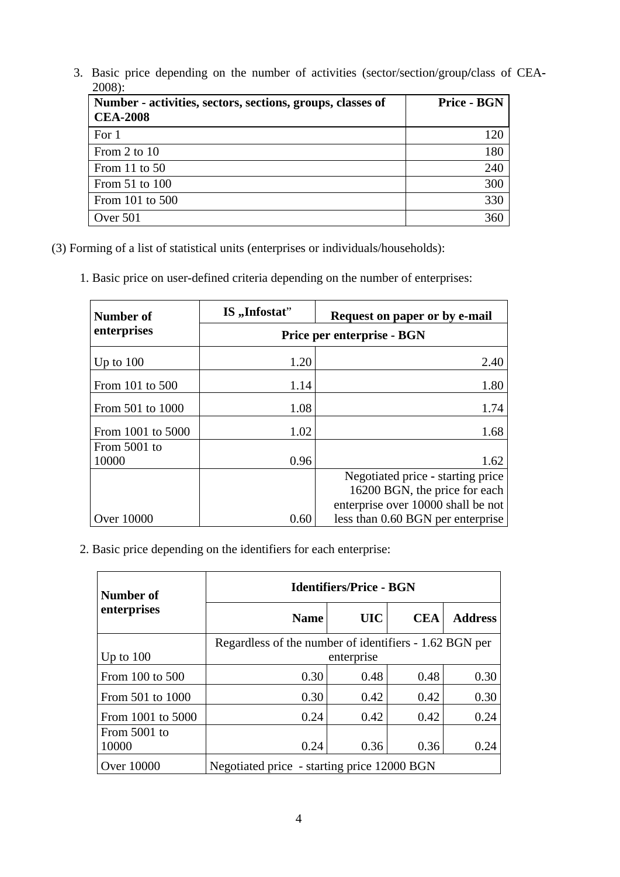3. Basic price depending on the number of activities (sector/section/group/class of CEA-2008):

| Number - activities, sectors, sections, groups, classes of CEA-2008 | Price - BGN |
|---|---|
| For 1 | 120 |
| From 2 to 10 | 180 |
| From 11 to 50 | 240 |
| From 51 to 100 | 300 |
| From 101 to 500 | 330 |
| Over 501 | 360 |

(3) Forming of a list of statistical units (enterprises or individuals/households):

1. Basic price on user-defined criteria depending on the number of enterprises:

| Number of enterprises | IS „Infostat" | Request on paper or by e-mail |
|---|---|---|
| | Price per enterprise - BGN | |
| Up to 100 | 1.20 | 2.40 |
| From 101 to 500 | 1.14 | 1.80 |
| From 501 to 1000 | 1.08 | 1.74 |
| From 1001 to 5000 | 1.02 | 1.68 |
| From 5001 to 10000 | 0.96 | 1.62 |
| Over 10000 | 0.60 | Negotiated price - starting price 16200 BGN, the price for each enterprise over 10000 shall be not less than 0.60 BGN per enterprise |

2. Basic price depending on the identifiers for each enterprise:

| Number of enterprises | Identifiers/Price - BGN | | | |
|---|---|---|---|---|
| | Name | UIC | CEA | Address |
| Up to 100 | Regardless of the number of identifiers - 1.62 BGN per enterprise | | | |
| From 100 to 500 | 0.30 | 0.48 | 0.48 | 0.30 |
| From 501 to 1000 | 0.30 | 0.42 | 0.42 | 0.30 |
| From 1001 to 5000 | 0.24 | 0.42 | 0.42 | 0.24 |
| From 5001 to 10000 | 0.24 | 0.36 | 0.36 | 0.24 |
| Over 10000 | Negotiated price - starting price 12000 BGN | | | |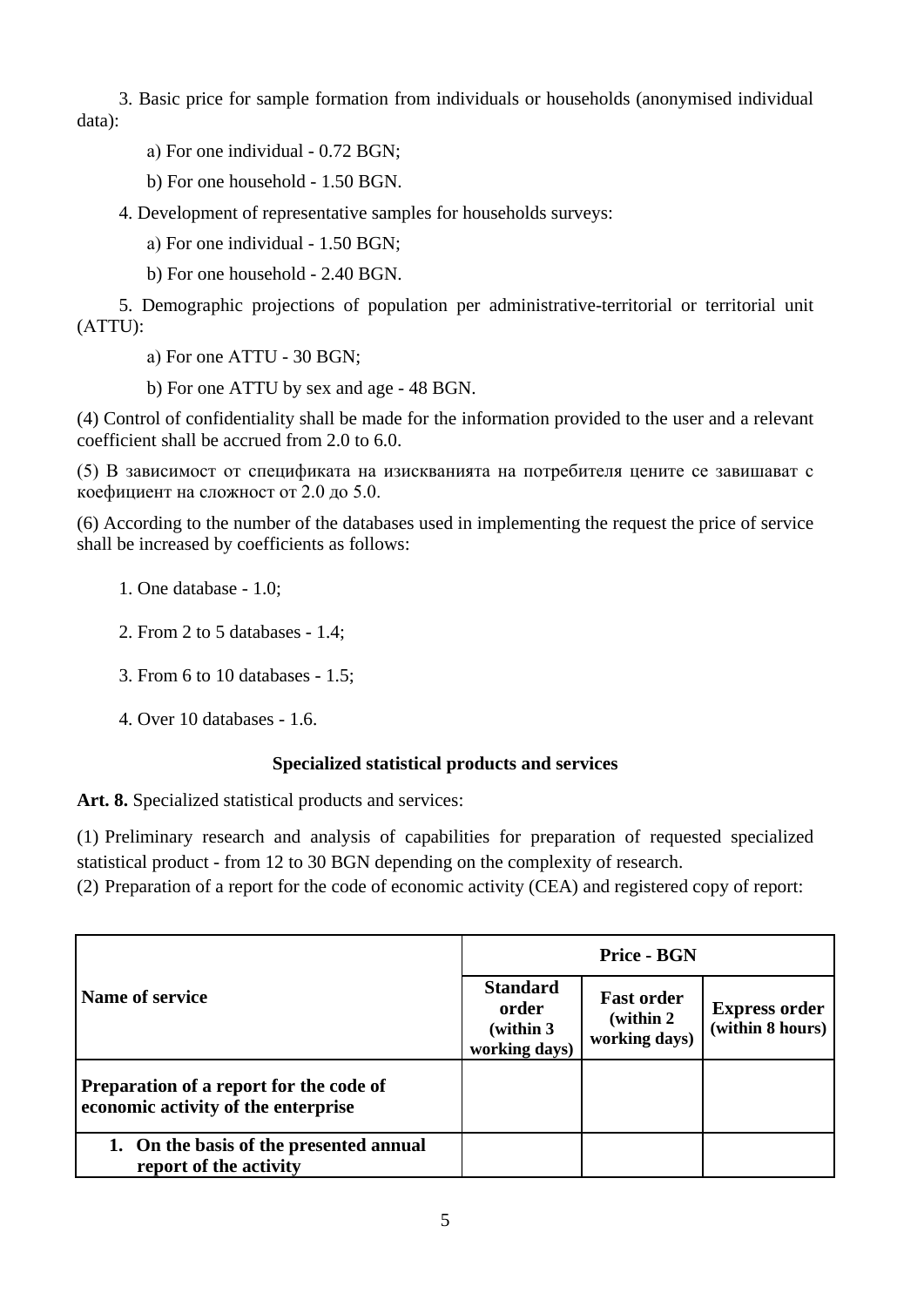3. Basic price for sample formation from individuals or households (anonymised individual data):

a) For one individual - 0.72 BGN;

b) For one household - 1.50 BGN.

4. Development of representative samples for households surveys:

a) For one individual - 1.50 BGN;

b) For one household - 2.40 BGN.

5. Demographic projections of population per administrative-territorial or territorial unit (ATTU):

a) For one ATTU - 30 BGN;

b) For one ATTU by sex and age - 48 BGN.

(4) Control of confidentiality shall be made for the information provided to the user and a relevant coefficient shall be accrued from 2.0 to 6.0.

(5) В зависимост от спецификата на изискванията на потребителя цените се завишават с коефициент на сложност от 2.0 до 5.0.

(6) According to the number of the databases used in implementing the request the price of service shall be increased by coefficients as follows:

1. One database - 1.0;

2. From 2 to 5 databases - 1.4;

3. From 6 to 10 databases - 1.5;

4. Over 10 databases - 1.6.

**Specialized statistical products and services**

**Art. 8.** Specialized statistical products and services:

(1) Preliminary research and analysis of capabilities for preparation of requested specialized statistical product - from 12 to 30 BGN depending on the complexity of research.

(2) Preparation of a report for the code of economic activity (CEA) and registered copy of report:

| Name of service | Price - BGN | | |
|---|---|---|---|
| | **Standard order (within 3 working days)** | **Fast order (within 2 working days)** | **Express order (within 8 hours)** |
| **Preparation of a report for the code of economic activity of the enterprise** | | | |
| **1. On the basis of the presented annual report of the activity** | | | |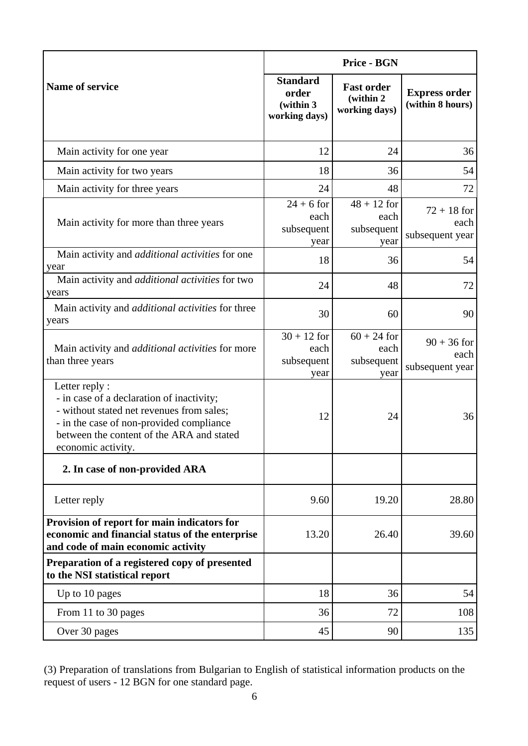| Name of service | Price - BGN | | |
|---|---|---|---|
| | **Standard order (within 3 working days)** | **Fast order (within 2 working days)** | **Express order (within 8 hours)** |
| Main activity for one year | 12 | 24 | 36 |
| Main activity for two years | 18 | 36 | 54 |
| Main activity for three years | 24 | 48 | 72 |
| Main activity for more than three years | 24 + 6 for each subsequent year | 48 + 12 for each subsequent year | 72 + 18 for each subsequent year |
| Main activity and *additional activities* for one year | 18 | 36 | 54 |
| Main activity and *additional activities* for two years | 24 | 48 | 72 |
| Main activity and *additional activities* for three years | 30 | 60 | 90 |
| Main activity and *additional activities* for more than three years | 30 + 12 for each subsequent year | 60 + 24 for each subsequent year | 90 + 36 for each subsequent year |
| Letter reply :<br>- in case of a declaration of inactivity;<br>- without stated net revenues from sales;<br>- in the case of non-provided compliance between the content of the ARA and stated economic activity. | 12 | 24 | 36 |
| **2. In case of non-provided ARA** | | | |
| Letter reply | 9.60 | 19.20 | 28.80 |
| **Provision of report for main indicators for economic and financial status of the enterprise and code of main economic activity** | 13.20 | 26.40 | 39.60 |
| **Preparation of a registered copy of presented to the NSI statistical report** | | | |
| Up to 10 pages | 18 | 36 | 54 |
| From 11 to 30 pages | 36 | 72 | 108 |
| Over 30 pages | 45 | 90 | 135 |

(3) Preparation of translations from Bulgarian to English of statistical information products on the request of users - 12 BGN for one standard page.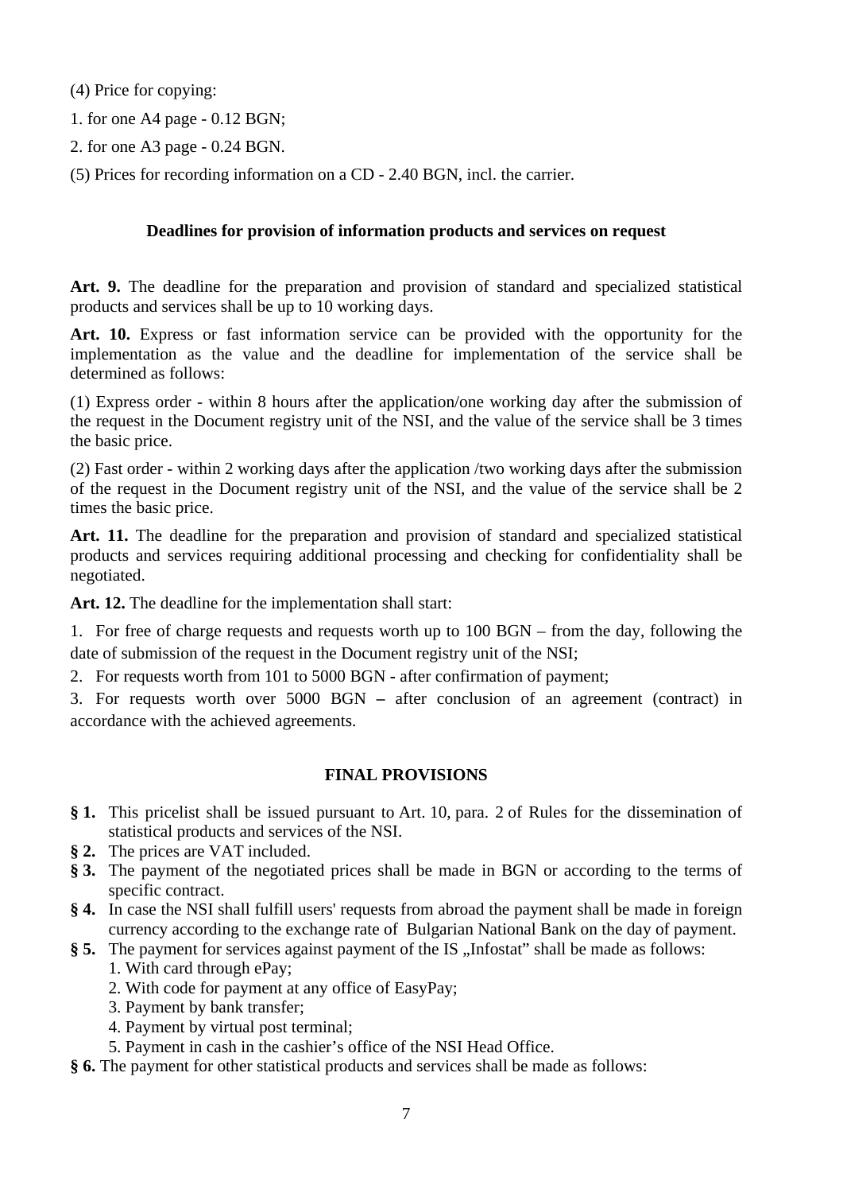(4) Price for copying:

1. for one A4 page - 0.12 BGN;

2. for one A3 page - 0.24 BGN.

(5) Prices for recording information on a CD - 2.40 BGN, incl. the carrier.

### Deadlines for provision of information products and services on request

**Art. 9.** The deadline for the preparation and provision of standard and specialized statistical products and services shall be up to 10 working days.

**Art. 10.** Express or fast information service can be provided with the opportunity for the implementation as the value and the deadline for implementation of the service shall be determined as follows:

(1) Express order - within 8 hours after the application/one working day after the submission of the request in the Document registry unit of the NSI, and the value of the service shall be 3 times the basic price.

(2) Fast order - within 2 working days after the application /two working days after the submission of the request in the Document registry unit of the NSI, and the value of the service shall be 2 times the basic price.

**Art. 11.** The deadline for the preparation and provision of standard and specialized statistical products and services requiring additional processing and checking for confidentiality shall be negotiated.

**Art. 12.** The deadline for the implementation shall start:

1. For free of charge requests and requests worth up to 100 BGN – from the day, following the date of submission of the request in the Document registry unit of the NSI;

2. For requests worth from 101 to 5000 BGN - after confirmation of payment;

3. For requests worth over 5000 BGN **–** after conclusion of an agreement (contract) in accordance with the achieved agreements.

### FINAL PROVISIONS

**§ 1.** This pricelist shall be issued pursuant to Art. 10, para. 2 of Rules for the dissemination of statistical products and services of the NSI.

**§ 2.** The prices are VAT included.

**§ 3.** The payment of the negotiated prices shall be made in BGN or according to the terms of specific contract.

**§ 4.** In case the NSI shall fulfill users' requests from abroad the payment shall be made in foreign currency according to the exchange rate of Bulgarian National Bank on the day of payment.

**§ 5.** The payment for services against payment of the IS „Infostat" shall be made as follows:

1. With card through ePay;
2. With code for payment at any office of EasyPay;
3. Payment by bank transfer;
4. Payment by virtual post terminal;
5. Payment in cash in the cashier's office of the NSI Head Office.

**§ 6.** The payment for other statistical products and services shall be made as follows: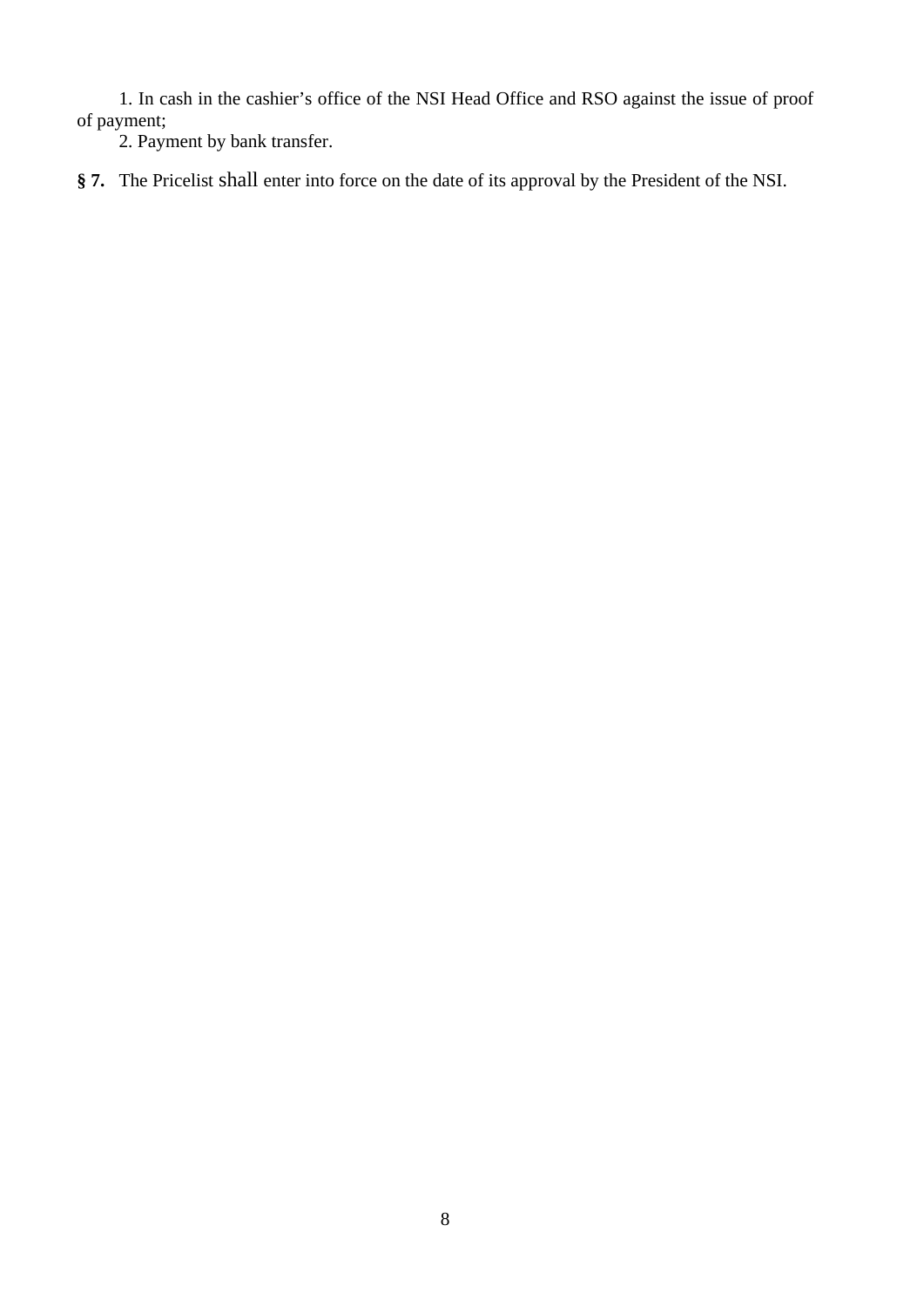1. In cash in the cashier's office of the NSI Head Office and RSO against the issue of proof of payment;
2. Payment by bank transfer.

**§ 7.** The Pricelist shall enter into force on the date of its approval by the President of the NSI.